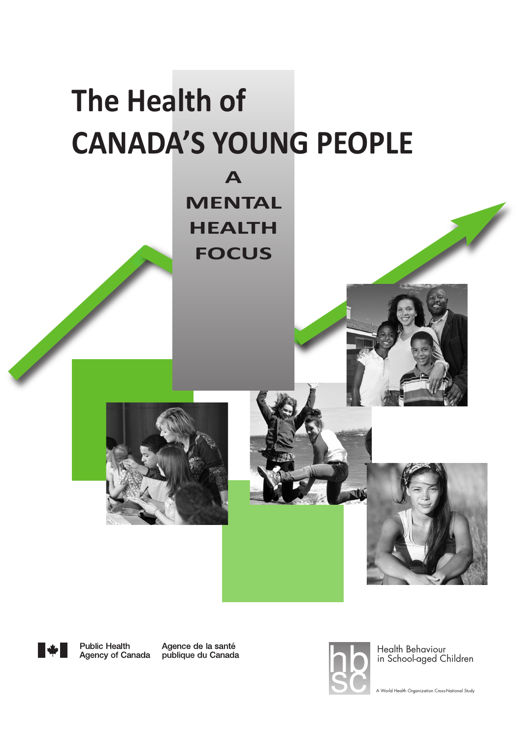# The Health of CANADA'S YOUNG PEOPLE

## A MENTAL HEALTH FOCUS

Public Health Agency of Canada | Agence de la santé publique du Canada

Health Behaviour in School-aged Children

A World Health Organization Cross-National Study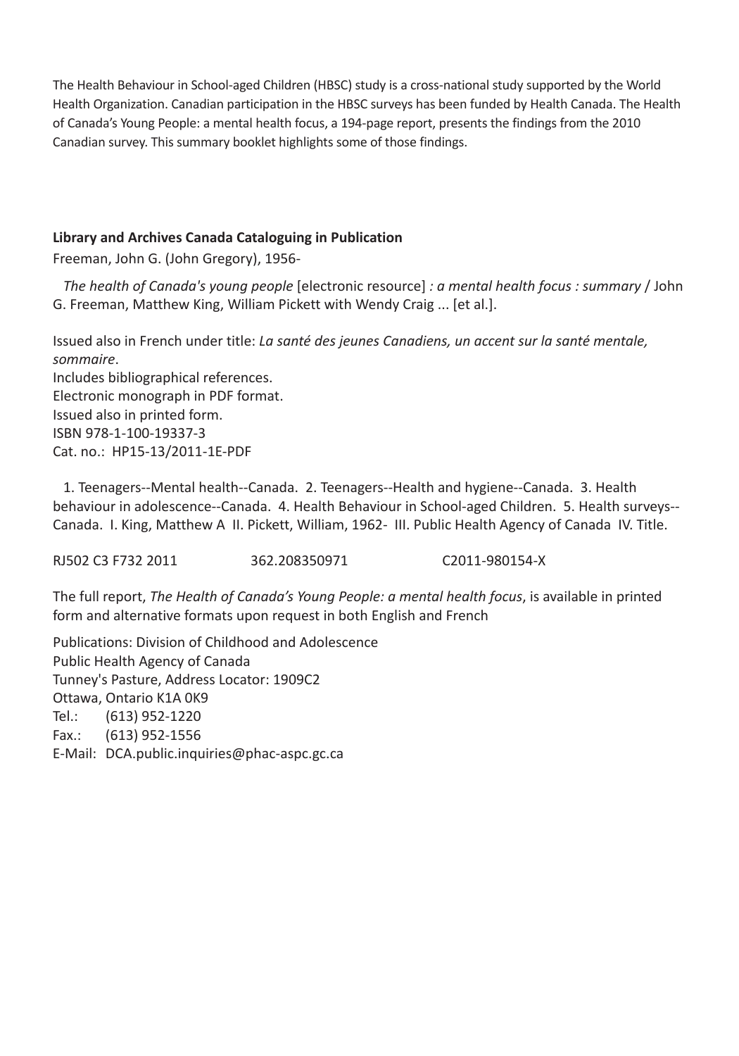The Health Behaviour in School-aged Children (HBSC) study is a cross-national study supported by the World Health Organization. Canadian participation in the HBSC surveys has been funded by Health Canada. The Health of Canada's Young People: a mental health focus, a 194-page report, presents the findings from the 2010 Canadian survey. This summary booklet highlights some of those findings.

**Library and Archives Canada Cataloguing in Publication**

Freeman, John G. (John Gregory), 1956-

*The health of Canada's young people* [electronic resource] *: a mental health focus : summary* / John G. Freeman, Matthew King, William Pickett with Wendy Craig ... [et al.].

Issued also in French under title: *La santé des jeunes Canadiens, un accent sur la santé mentale, sommaire*.
Includes bibliographical references.
Electronic monograph in PDF format.
Issued also in printed form.
ISBN 978-1-100-19337-3
Cat. no.: HP15-13/2011-1E-PDF

1. Teenagers--Mental health--Canada. 2. Teenagers--Health and hygiene--Canada. 3. Health behaviour in adolescence--Canada. 4. Health Behaviour in School-aged Children. 5. Health surveys--Canada. I. King, Matthew A II. Pickett, William, 1962- III. Public Health Agency of Canada IV. Title.

RJ502 C3 F732 2011 362.208350971 C2011-980154-X

The full report, *The Health of Canada's Young People: a mental health focus*, is available in printed form and alternative formats upon request in both English and French

Publications: Division of Childhood and Adolescence
Public Health Agency of Canada
Tunney's Pasture, Address Locator: 1909C2
Ottawa, Ontario K1A 0K9
Tel.: (613) 952-1220
Fax.: (613) 952-1556
E-Mail: DCA.public.inquiries@phac-aspc.gc.ca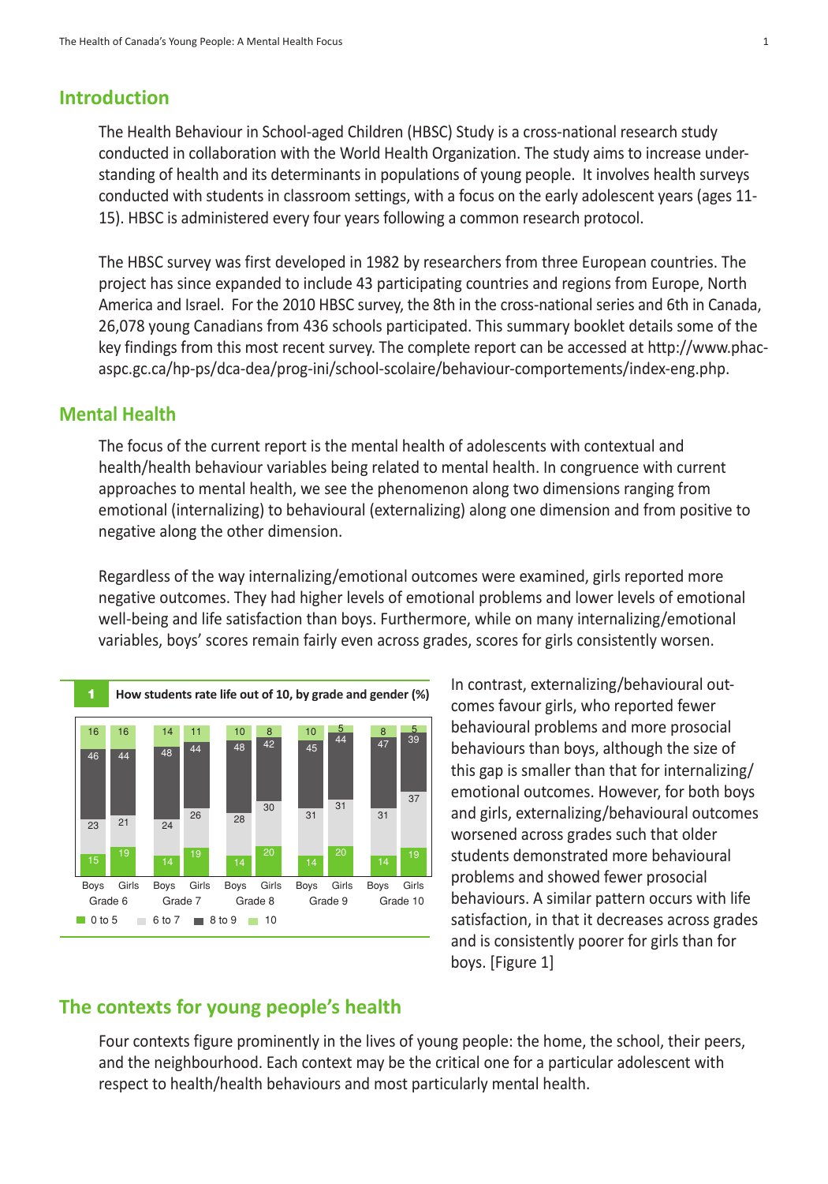## Introduction

The Health Behaviour in School-aged Children (HBSC) Study is a cross-national research study conducted in collaboration with the World Health Organization. The study aims to increase understanding of health and its determinants in populations of young people. It involves health surveys conducted with students in classroom settings, with a focus on the early adolescent years (ages 11-15). HBSC is administered every four years following a common research protocol.

The HBSC survey was first developed in 1982 by researchers from three European countries. The project has since expanded to include 43 participating countries and regions from Europe, North America and Israel. For the 2010 HBSC survey, the 8th in the cross-national series and 6th in Canada, 26,078 young Canadians from 436 schools participated. This summary booklet details some of the key findings from this most recent survey. The complete report can be accessed at http://www.phac-aspc.gc.ca/hp-ps/dca-dea/prog-ini/school-scolaire/behaviour-comportements/index-eng.php.

## Mental Health

The focus of the current report is the mental health of adolescents with contextual and health/health behaviour variables being related to mental health. In congruence with current approaches to mental health, we see the phenomenon along two dimensions ranging from emotional (internalizing) to behavioural (externalizing) along one dimension and from positive to negative along the other dimension.

Regardless of the way internalizing/emotional outcomes were examined, girls reported more negative outcomes. They had higher levels of emotional problems and lower levels of emotional well-being and life satisfaction than boys. Furthermore, while on many internalizing/emotional variables, boys' scores remain fairly even across grades, scores for girls consistently worsen.

**1 How students rate life out of 10, by grade and gender (%)**

| Grade | Gender | 0 to 5 | 6 to 7 | 8 to 9 | 10 |
|---|---|---|---|---|---|
| Grade 6 | Boys | 15 | 23 | 46 | 16 |
| Grade 6 | Girls | 19 | 21 | 44 | 16 |
| Grade 7 | Boys | 14 | 24 | 48 | 14 |
| Grade 7 | Girls | 19 | 26 | 44 | 11 |
| Grade 8 | Boys | 14 | 28 | 48 | 10 |
| Grade 8 | Girls | 20 | 30 | 42 | 8 |
| Grade 9 | Boys | 14 | 31 | 45 | 10 |
| Grade 9 | Girls | 20 | 31 | 44 | 5 |
| Grade 10 | Boys | 14 | 31 | 47 | 8 |
| Grade 10 | Girls | 19 | 37 | 39 | 5 |

In contrast, externalizing/behavioural outcomes favour girls, who reported fewer behavioural problems and more prosocial behaviours than boys, although the size of this gap is smaller than that for internalizing/emotional outcomes. However, for both boys and girls, externalizing/behavioural outcomes worsened across grades such that older students demonstrated more behavioural problems and showed fewer prosocial behaviours. A similar pattern occurs with life satisfaction, in that it decreases across grades and is consistently poorer for girls than for boys. [Figure 1]

## The contexts for young people's health

Four contexts figure prominently in the lives of young people: the home, the school, their peers, and the neighbourhood. Each context may be the critical one for a particular adolescent with respect to health/health behaviours and most particularly mental health.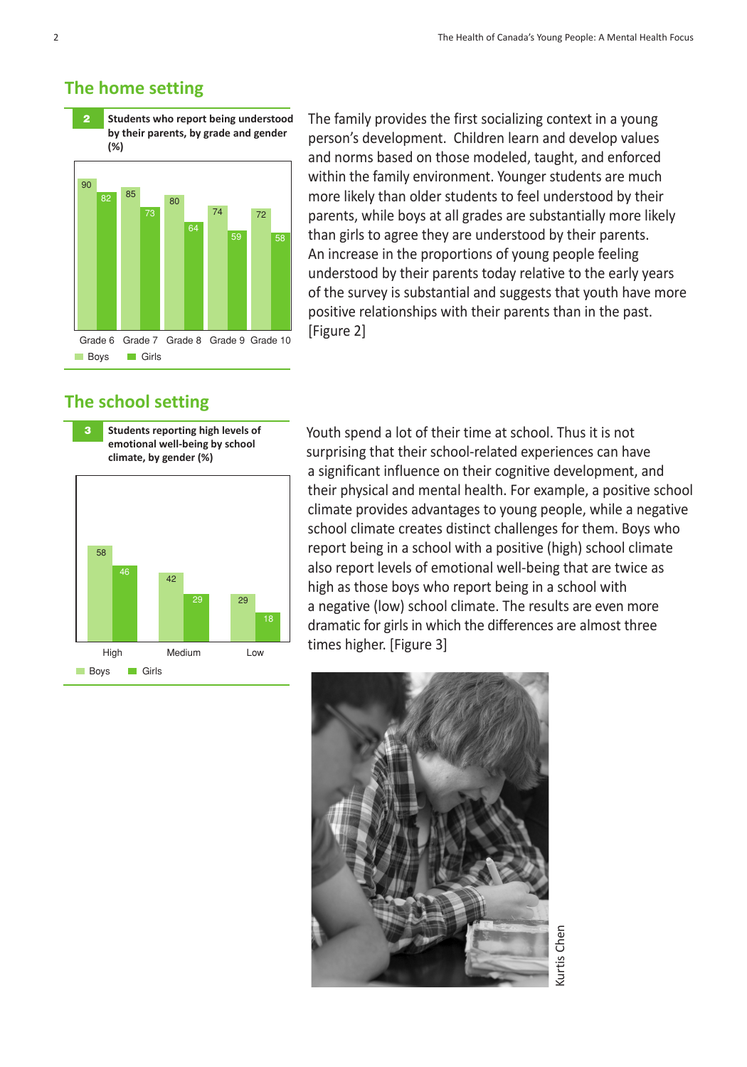## The home setting

**2 Students who report being understood by their parents, by grade and gender (%)**

| | Grade 6 | Grade 7 | Grade 8 | Grade 9 | Grade 10 |
|---|---|---|---|---|---|
| Boys | 90 | 85 | 80 | 74 | 72 |
| Girls | 82 | 73 | 64 | 59 | 58 |

The family provides the first socializing context in a young person's development. Children learn and develop values and norms based on those modeled, taught, and enforced within the family environment. Younger students are much more likely than older students to feel understood by their parents, while boys at all grades are substantially more likely than girls to agree they are understood by their parents. An increase in the proportions of young people feeling understood by their parents today relative to the early years of the survey is substantial and suggests that youth have more positive relationships with their parents than in the past. [Figure 2]

## The school setting

**3 Students reporting high levels of emotional well-being by school climate, by gender (%)**

| | High | Medium | Low |
|---|---|---|---|
| Boys | 58 | 42 | 29 |
| Girls | 46 | 29 | 18 |

Youth spend a lot of their time at school. Thus it is not surprising that their school-related experiences can have a significant influence on their cognitive development, and their physical and mental health. For example, a positive school climate provides advantages to young people, while a negative school climate creates distinct challenges for them. Boys who report being in a school with a positive (high) school climate also report levels of emotional well-being that are twice as high as those boys who report being in a school with a negative (low) school climate. The results are even more dramatic for girls in which the differences are almost three times higher. [Figure 3]

Kurtis Chen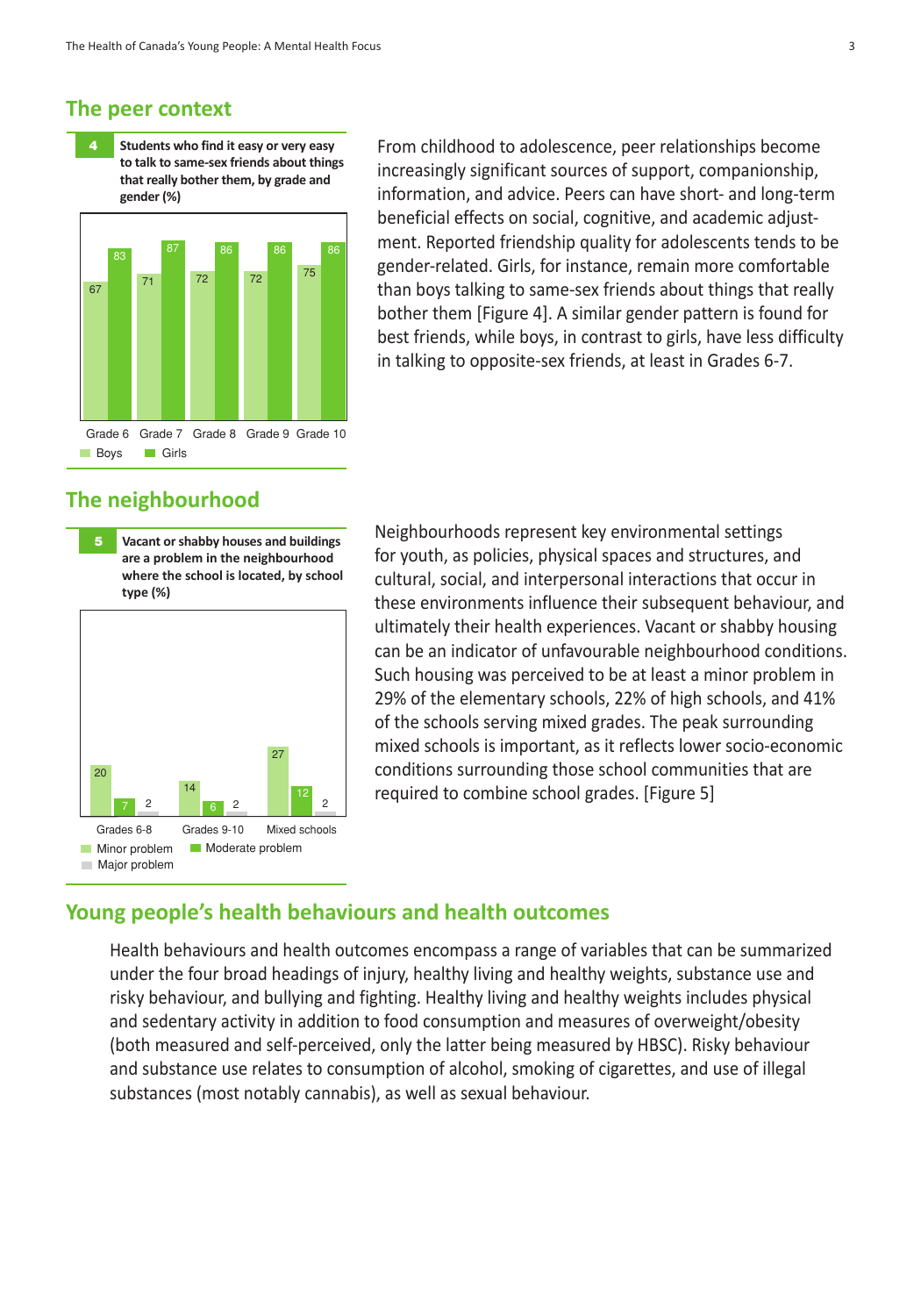## The peer context

**4** **Students who find it easy or very easy to talk to same-sex friends about things that really bother them, by grade and gender (%)**

| | Boys | Girls |
|---|---|---|
| Grade 6 | 67 | 83 |
| Grade 7 | 71 | 87 |
| Grade 8 | 72 | 86 |
| Grade 9 | 72 | 86 |
| Grade 10 | 75 | 86 |

From childhood to adolescence, peer relationships become increasingly significant sources of support, companionship, information, and advice. Peers can have short- and long-term beneficial effects on social, cognitive, and academic adjustment. Reported friendship quality for adolescents tends to be gender-related. Girls, for instance, remain more comfortable than boys talking to same-sex friends about things that really bother them [Figure 4]. A similar gender pattern is found for best friends, while boys, in contrast to girls, have less difficulty in talking to opposite-sex friends, at least in Grades 6-7.

## The neighbourhood

**5** **Vacant or shabby houses and buildings are a problem in the neighbourhood where the school is located, by school type (%)**

| | Minor problem | Moderate problem | Major problem |
|---|---|---|---|
| Grades 6-8 | 20 | 7 | 2 |
| Grades 9-10 | 14 | 6 | 2 |
| Mixed schools | 27 | 12 | 2 |

Neighbourhoods represent key environmental settings for youth, as policies, physical spaces and structures, and cultural, social, and interpersonal interactions that occur in these environments influence their subsequent behaviour, and ultimately their health experiences. Vacant or shabby housing can be an indicator of unfavourable neighbourhood conditions. Such housing was perceived to be at least a minor problem in 29% of the elementary schools, 22% of high schools, and 41% of the schools serving mixed grades. The peak surrounding mixed schools is important, as it reflects lower socio-economic conditions surrounding those school communities that are required to combine school grades. [Figure 5]

## Young people's health behaviours and health outcomes

Health behaviours and health outcomes encompass a range of variables that can be summarized under the four broad headings of injury, healthy living and healthy weights, substance use and risky behaviour, and bullying and fighting. Healthy living and healthy weights includes physical and sedentary activity in addition to food consumption and measures of overweight/obesity (both measured and self-perceived, only the latter being measured by HBSC). Risky behaviour and substance use relates to consumption of alcohol, smoking of cigarettes, and use of illegal substances (most notably cannabis), as well as sexual behaviour.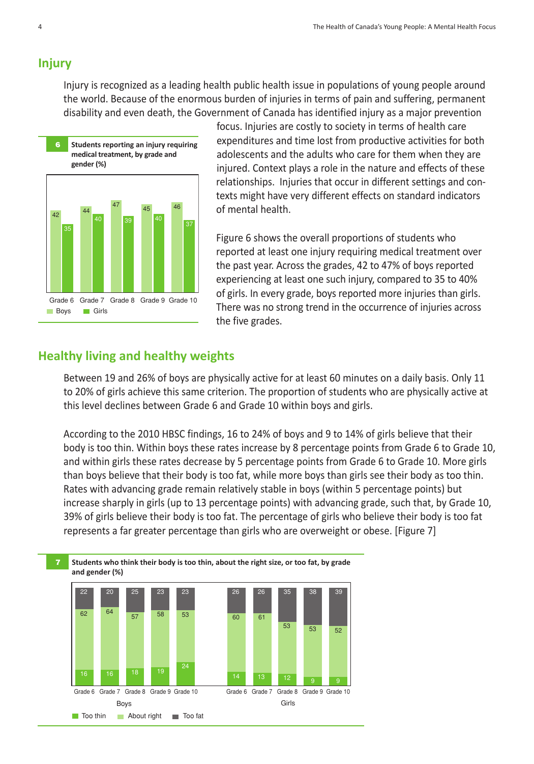## Injury

Injury is recognized as a leading health public health issue in populations of young people around the world. Because of the enormous burden of injuries in terms of pain and suffering, permanent disability and even death, the Government of Canada has identified injury as a major prevention focus. Injuries are costly to society in terms of health care expenditures and time lost from productive activities for both adolescents and the adults who care for them when they are injured. Context plays a role in the nature and effects of these relationships. Injuries that occur in different settings and contexts might have very different effects on standard indicators of mental health.

**6** **Students reporting an injury requiring medical treatment, by grade and gender (%)**

| | Grade 6 | Grade 7 | Grade 8 | Grade 9 | Grade 10 |
|---|---|---|---|---|---|
| Boys | 42 | 44 | 47 | 45 | 46 |
| Girls | 35 | 40 | 39 | 40 | 37 |

Figure 6 shows the overall proportions of students who reported at least one injury requiring medical treatment over the past year. Across the grades, 42 to 47% of boys reported experiencing at least one such injury, compared to 35 to 40% of girls. In every grade, boys reported more injuries than girls. There was no strong trend in the occurrence of injuries across the five grades.

## Healthy living and healthy weights

Between 19 and 26% of boys are physically active for at least 60 minutes on a daily basis. Only 11 to 20% of girls achieve this same criterion. The proportion of students who are physically active at this level declines between Grade 6 and Grade 10 within boys and girls.

According to the 2010 HBSC findings, 16 to 24% of boys and 9 to 14% of girls believe that their body is too thin. Within boys these rates increase by 8 percentage points from Grade 6 to Grade 10, and within girls these rates decrease by 5 percentage points from Grade 6 to Grade 10. More girls than boys believe that their body is too fat, while more boys than girls see their body as too thin. Rates with advancing grade remain relatively stable in boys (within 5 percentage points) but increase sharply in girls (up to 13 percentage points) with advancing grade, such that, by Grade 10, 39% of girls believe their body is too fat. The percentage of girls who believe their body is too fat represents a far greater percentage than girls who are overweight or obese. [Figure 7]

**7** **Students who think their body is too thin, about the right size, or too fat, by grade and gender (%)**

| | | Too thin | About right | Too fat |
|---|---|---|---|---|
| Boys | Grade 6 | 16 | 62 | 22 |
| | Grade 7 | 16 | 64 | 20 |
| | Grade 8 | 18 | 57 | 25 |
| | Grade 9 | 19 | 58 | 23 |
| | Grade 10 | 24 | 53 | 23 |
| Girls | Grade 6 | 14 | 60 | 26 |
| | Grade 7 | 13 | 61 | 26 |
| | Grade 8 | 12 | 53 | 35 |
| | Grade 9 | 9 | 53 | 38 |
| | Grade 10 | 9 | 52 | 39 |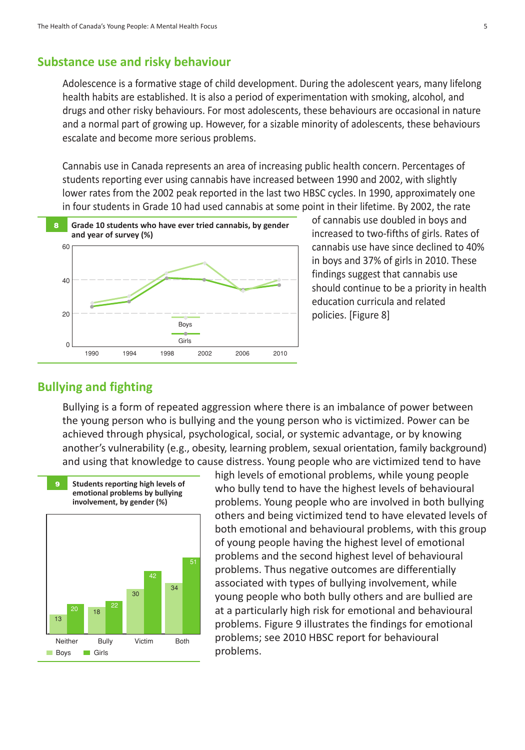## Substance use and risky behaviour

Adolescence is a formative stage of child development. During the adolescent years, many lifelong health habits are established. It is also a period of experimentation with smoking, alcohol, and drugs and other risky behaviours. For most adolescents, these behaviours are occasional in nature and a normal part of growing up. However, for a sizable minority of adolescents, these behaviours escalate and become more serious problems.

Cannabis use in Canada represents an area of increasing public health concern. Percentages of students reporting ever using cannabis have increased between 1990 and 2002, with slightly lower rates from the 2002 peak reported in the last two HBSC cycles. In 1990, approximately one in four students in Grade 10 had used cannabis at some point in their lifetime. By 2002, the rate of cannabis use doubled in boys and increased to two-fifths of girls. Rates of cannabis use have since declined to 40% in boys and 37% of girls in 2010. These findings suggest that cannabis use should continue to be a priority in health education curricula and related policies. [Figure 8]

**8 Grade 10 students who have ever tried cannabis, by gender and year of survey (%)**

## Bullying and fighting

Bullying is a form of repeated aggression where there is an imbalance of power between the young person who is bullying and the young person who is victimized. Power can be achieved through physical, psychological, social, or systemic advantage, or by knowing another's vulnerability (e.g., obesity, learning problem, sexual orientation, family background) and using that knowledge to cause distress. Young people who are victimized tend to have high levels of emotional problems, while young people who bully tend to have the highest levels of behavioural problems. Young people who are involved in both bullying others and being victimized tend to have elevated levels of both emotional and behavioural problems, with this group of young people having the highest level of emotional problems and the second highest level of behavioural problems. Thus negative outcomes are differentially associated with types of bullying involvement, while young people who both bully others and are bullied are at a particularly high risk for emotional and behavioural problems. Figure 9 illustrates the findings for emotional problems; see 2010 HBSC report for behavioural problems.

**9 Students reporting high levels of emotional problems by bullying involvement, by gender (%)**

| | Neither | Bully | Victim | Both |
|---|---|---|---|---|
| Boys | 13 | 18 | 30 | 34 |
| Girls | 20 | 22 | 42 | 51 |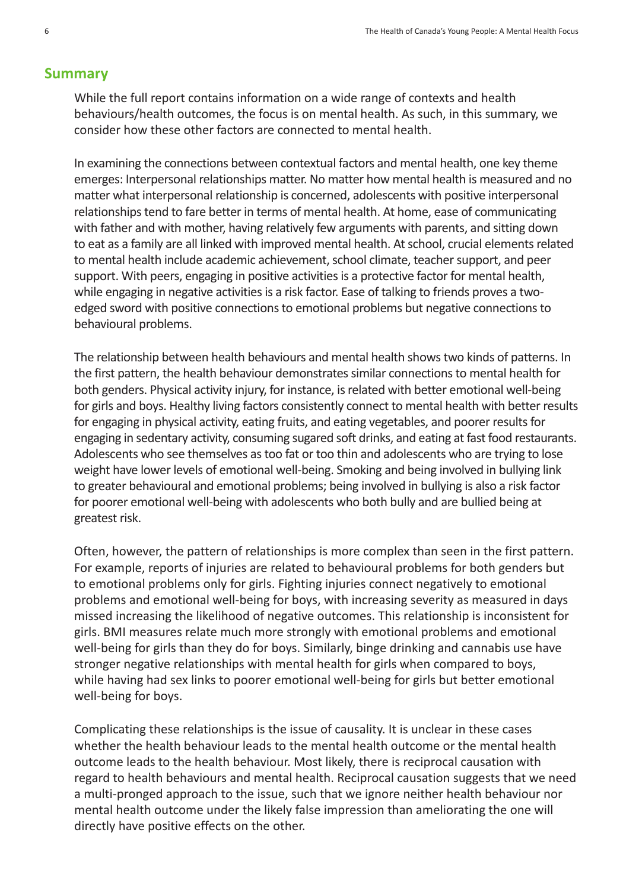## Summary

While the full report contains information on a wide range of contexts and health behaviours/health outcomes, the focus is on mental health. As such, in this summary, we consider how these other factors are connected to mental health.

In examining the connections between contextual factors and mental health, one key theme emerges: Interpersonal relationships matter. No matter how mental health is measured and no matter what interpersonal relationship is concerned, adolescents with positive interpersonal relationships tend to fare better in terms of mental health. At home, ease of communicating with father and with mother, having relatively few arguments with parents, and sitting down to eat as a family are all linked with improved mental health. At school, crucial elements related to mental health include academic achievement, school climate, teacher support, and peer support. With peers, engaging in positive activities is a protective factor for mental health, while engaging in negative activities is a risk factor. Ease of talking to friends proves a two-edged sword with positive connections to emotional problems but negative connections to behavioural problems.

The relationship between health behaviours and mental health shows two kinds of patterns. In the first pattern, the health behaviour demonstrates similar connections to mental health for both genders. Physical activity injury, for instance, is related with better emotional well-being for girls and boys. Healthy living factors consistently connect to mental health with better results for engaging in physical activity, eating fruits, and eating vegetables, and poorer results for engaging in sedentary activity, consuming sugared soft drinks, and eating at fast food restaurants. Adolescents who see themselves as too fat or too thin and adolescents who are trying to lose weight have lower levels of emotional well-being. Smoking and being involved in bullying link to greater behavioural and emotional problems; being involved in bullying is also a risk factor for poorer emotional well-being with adolescents who both bully and are bullied being at greatest risk.

Often, however, the pattern of relationships is more complex than seen in the first pattern. For example, reports of injuries are related to behavioural problems for both genders but to emotional problems only for girls. Fighting injuries connect negatively to emotional problems and emotional well-being for boys, with increasing severity as measured in days missed increasing the likelihood of negative outcomes. This relationship is inconsistent for girls. BMI measures relate much more strongly with emotional problems and emotional well-being for girls than they do for boys. Similarly, binge drinking and cannabis use have stronger negative relationships with mental health for girls when compared to boys, while having had sex links to poorer emotional well-being for girls but better emotional well-being for boys.

Complicating these relationships is the issue of causality. It is unclear in these cases whether the health behaviour leads to the mental health outcome or the mental health outcome leads to the health behaviour. Most likely, there is reciprocal causation with regard to health behaviours and mental health. Reciprocal causation suggests that we need a multi-pronged approach to the issue, such that we ignore neither health behaviour nor mental health outcome under the likely false impression than ameliorating the one will directly have positive effects on the other.